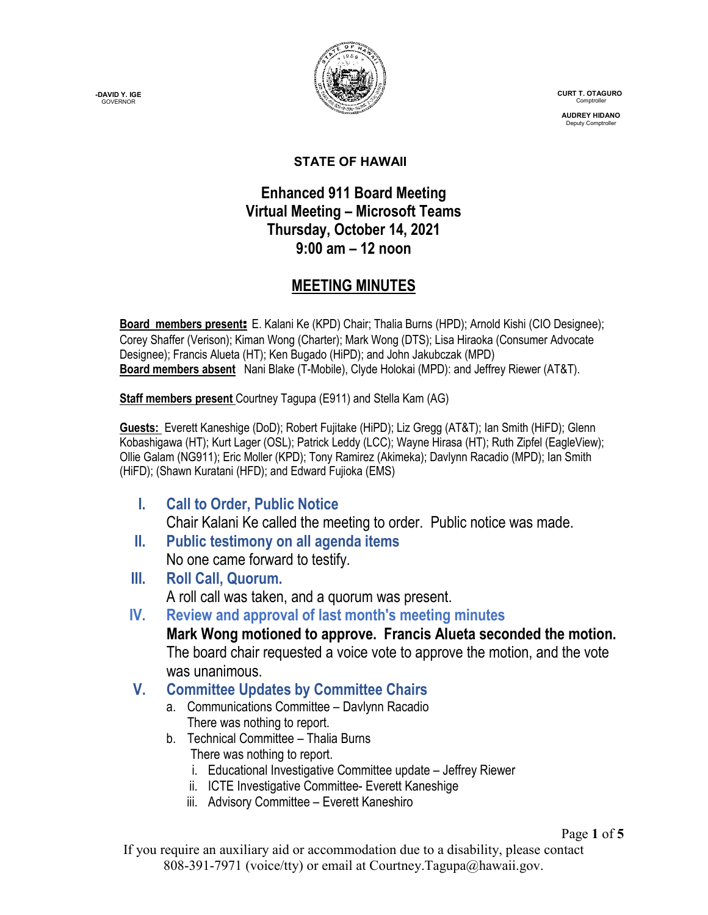-DAVID Y. IGE
GOVERNOR

CURT T. OTAGURO
Comptroller

AUDREY HIDANO
Deputy Comptroller

**STATE OF HAWAII**

# Enhanced 911 Board Meeting
## Virtual Meeting – Microsoft Teams
## Thursday, October 14, 2021
## 9:00 am – 12 noon

## MEETING MINUTES

**Board members present:** E. Kalani Ke (KPD) Chair; Thalia Burns (HPD); Arnold Kishi (CIO Designee); Corey Shaffer (Verison); Kiman Wong (Charter); Mark Wong (DTS); Lisa Hiraoka (Consumer Advocate Designee); Francis Alueta (HT); Ken Bugado (HiPD); and John Jakubczak (MPD)
**Board members absent** Nani Blake (T-Mobile), Clyde Holokai (MPD): and Jeffrey Riewer (AT&T).

**Staff members present** Courtney Tagupa (E911) and Stella Kam (AG)

**Guests:** Everett Kaneshige (DoD); Robert Fujitake (HiPD); Liz Gregg (AT&T); Ian Smith (HiFD); Glenn Kobashigawa (HT); Kurt Lager (OSL); Patrick Leddy (LCC); Wayne Hirasa (HT); Ruth Zipfel (EagleView); Ollie Galam (NG911); Eric Moller (KPD); Tony Ramirez (Akimeka); Davlynn Racadio (MPD); Ian Smith (HiFD); (Shawn Kuratani (HFD); and Edward Fujioka (EMS)

### I. Call to Order, Public Notice
Chair Kalani Ke called the meeting to order. Public notice was made.

### II. Public testimony on all agenda items
No one came forward to testify.

### III. Roll Call, Quorum.
A roll call was taken, and a quorum was present.

### IV. Review and approval of last month's meeting minutes
**Mark Wong motioned to approve. Francis Alueta seconded the motion.** The board chair requested a voice vote to approve the motion, and the vote was unanimous.

### V. Committee Updates by Committee Chairs

a. Communications Committee – Davlynn Racadio
   There was nothing to report.

b. Technical Committee – Thalia Burns
   There was nothing to report.
   i. Educational Investigative Committee update – Jeffrey Riewer
   ii. ICTE Investigative Committee- Everett Kaneshige
   iii. Advisory Committee – Everett Kaneshiro

If you require an auxiliary aid or accommodation due to a disability, please contact 808-391-7971 (voice/tty) or email at Courtney.Tagupa@hawaii.gov.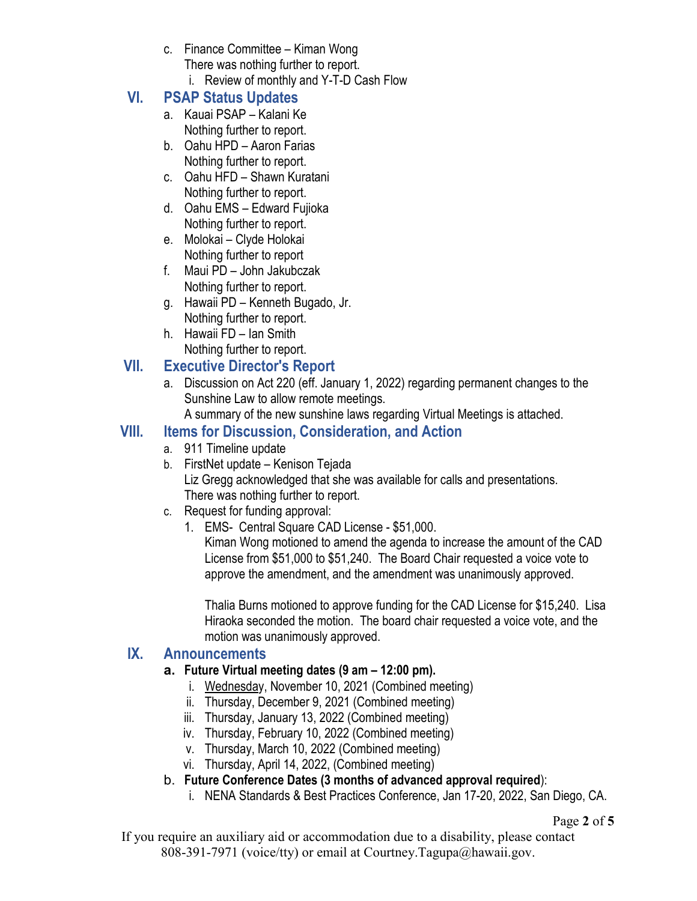c. Finance Committee – Kiman Wong
   There was nothing further to report.
   i. Review of monthly and Y-T-D Cash Flow

## VI. PSAP Status Updates

a. Kauai PSAP – Kalani Ke
   Nothing further to report.
b. Oahu HPD – Aaron Farias
   Nothing further to report.
c. Oahu HFD – Shawn Kuratani
   Nothing further to report.
d. Oahu EMS – Edward Fujioka
   Nothing further to report.
e. Molokai – Clyde Holokai
   Nothing further to report
f. Maui PD – John Jakubczak
   Nothing further to report.
g. Hawaii PD – Kenneth Bugado, Jr.
   Nothing further to report.
h. Hawaii FD – Ian Smith
   Nothing further to report.

## VII. Executive Director's Report

a. Discussion on Act 220 (eff. January 1, 2022) regarding permanent changes to the Sunshine Law to allow remote meetings.
   A summary of the new sunshine laws regarding Virtual Meetings is attached.

## VIII. Items for Discussion, Consideration, and Action

a. 911 Timeline update
b. FirstNet update – Kenison Tejada
   Liz Gregg acknowledged that she was available for calls and presentations.
   There was nothing further to report.
c. Request for funding approval:
   1. EMS- Central Square CAD License - $51,000.
      Kiman Wong motioned to amend the agenda to increase the amount of the CAD License from $51,000 to $51,240. The Board Chair requested a voice vote to approve the amendment, and the amendment was unanimously approved.

      Thalia Burns motioned to approve funding for the CAD License for $15,240. Lisa Hiraoka seconded the motion. The board chair requested a voice vote, and the motion was unanimously approved.

## IX. Announcements

**a. Future Virtual meeting dates (9 am – 12:00 pm).**
   i. Wednesday, November 10, 2021 (Combined meeting)
   ii. Thursday, December 9, 2021 (Combined meeting)
   iii. Thursday, January 13, 2022 (Combined meeting)
   iv. Thursday, February 10, 2022 (Combined meeting)
   v. Thursday, March 10, 2022 (Combined meeting)
   vi. Thursday, April 14, 2022, (Combined meeting)

b. **Future Conference Dates (3 months of advanced approval required**):
   i. NENA Standards & Best Practices Conference, Jan 17-20, 2022, San Diego, CA.

If you require an auxiliary aid or accommodation due to a disability, please contact 808-391-7971 (voice/tty) or email at Courtney.Tagupa@hawaii.gov.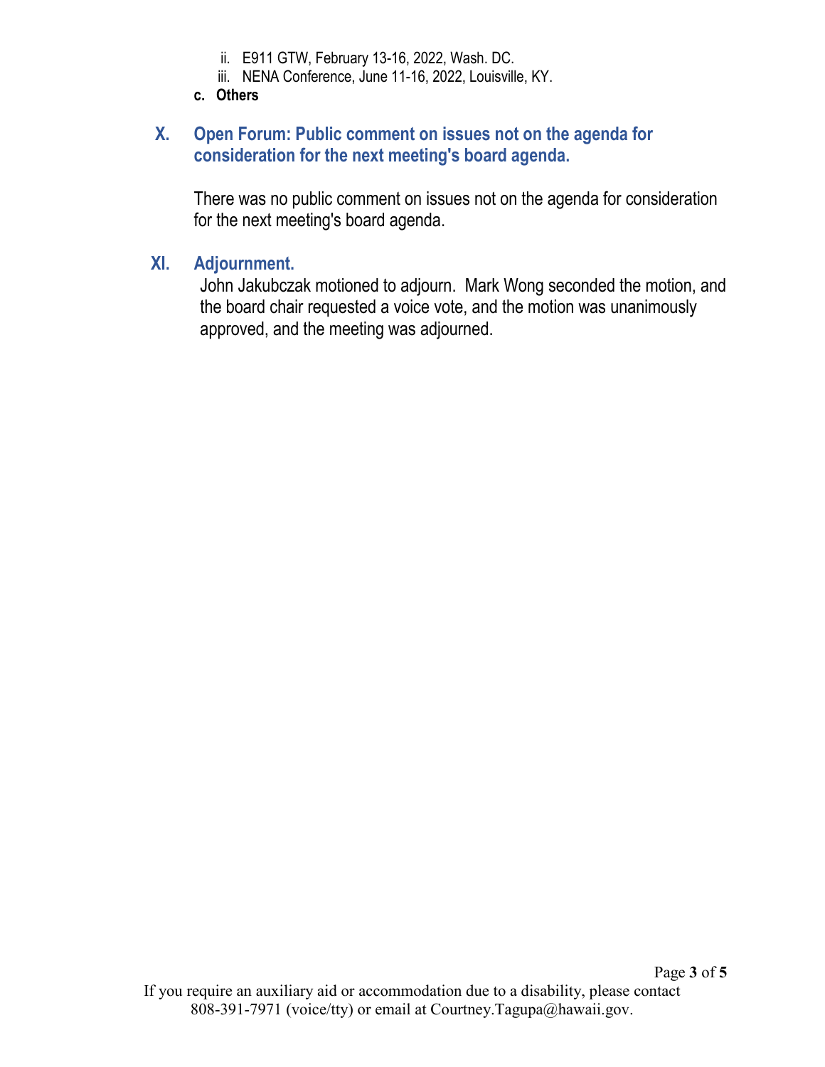ii. E911 GTW, February 13-16, 2022, Wash. DC.
  iii. NENA Conference, June 11-16, 2022, Louisville, KY.

**c. Others**

## X. Open Forum: Public comment on issues not on the agenda for consideration for the next meeting's board agenda.

There was no public comment on issues not on the agenda for consideration for the next meeting's board agenda.

## XI. Adjournment.

John Jakubczak motioned to adjourn. Mark Wong seconded the motion, and the board chair requested a voice vote, and the motion was unanimously approved, and the meeting was adjourned.

If you require an auxiliary aid or accommodation due to a disability, please contact 808-391-7971 (voice/tty) or email at Courtney.Tagupa@hawaii.gov.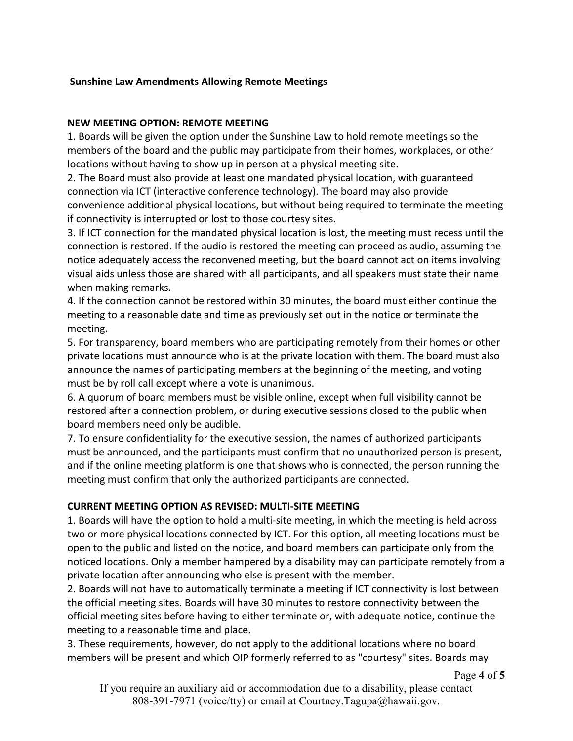**Sunshine Law Amendments Allowing Remote Meetings**

**NEW MEETING OPTION: REMOTE MEETING**

1. Boards will be given the option under the Sunshine Law to hold remote meetings so the members of the board and the public may participate from their homes, workplaces, or other locations without having to show up in person at a physical meeting site.
2. The Board must also provide at least one mandated physical location, with guaranteed connection via ICT (interactive conference technology). The board may also provide convenience additional physical locations, but without being required to terminate the meeting if connectivity is interrupted or lost to those courtesy sites.
3. If ICT connection for the mandated physical location is lost, the meeting must recess until the connection is restored. If the audio is restored the meeting can proceed as audio, assuming the notice adequately access the reconvened meeting, but the board cannot act on items involving visual aids unless those are shared with all participants, and all speakers must state their name when making remarks.
4. If the connection cannot be restored within 30 minutes, the board must either continue the meeting to a reasonable date and time as previously set out in the notice or terminate the meeting.
5. For transparency, board members who are participating remotely from their homes or other private locations must announce who is at the private location with them. The board must also announce the names of participating members at the beginning of the meeting, and voting must be by roll call except where a vote is unanimous.
6. A quorum of board members must be visible online, except when full visibility cannot be restored after a connection problem, or during executive sessions closed to the public when board members need only be audible.
7. To ensure confidentiality for the executive session, the names of authorized participants must be announced, and the participants must confirm that no unauthorized person is present, and if the online meeting platform is one that shows who is connected, the person running the meeting must confirm that only the authorized participants are connected.

**CURRENT MEETING OPTION AS REVISED: MULTI-SITE MEETING**

1. Boards will have the option to hold a multi-site meeting, in which the meeting is held across two or more physical locations connected by ICT. For this option, all meeting locations must be open to the public and listed on the notice, and board members can participate only from the noticed locations. Only a member hampered by a disability may can participate remotely from a private location after announcing who else is present with the member.
2. Boards will not have to automatically terminate a meeting if ICT connectivity is lost between the official meeting sites. Boards will have 30 minutes to restore connectivity between the official meeting sites before having to either terminate or, with adequate notice, continue the meeting to a reasonable time and place.
3. These requirements, however, do not apply to the additional locations where no board members will be present and which OIP formerly referred to as "courtesy" sites. Boards may

If you require an auxiliary aid or accommodation due to a disability, please contact 808-391-7971 (voice/tty) or email at Courtney.Tagupa@hawaii.gov.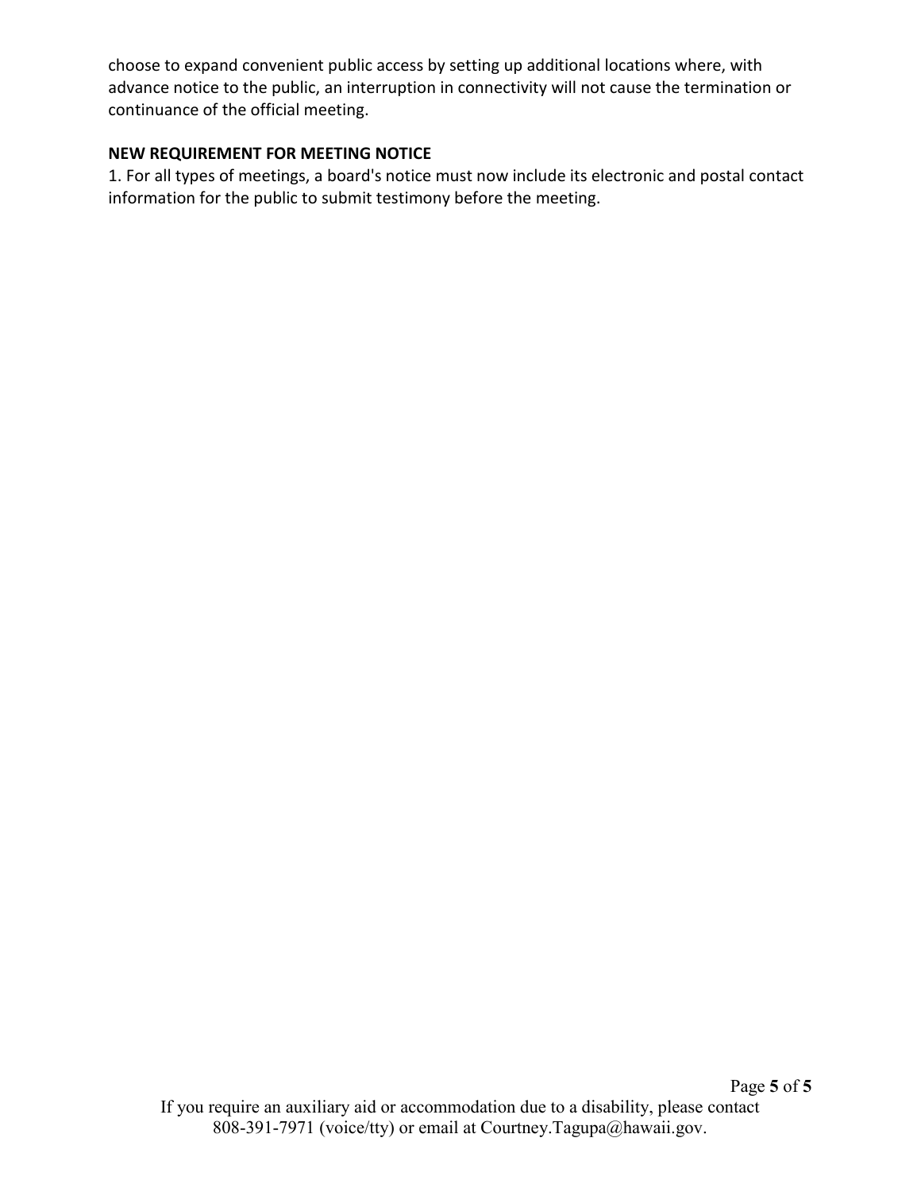choose to expand convenient public access by setting up additional locations where, with advance notice to the public, an interruption in connectivity will not cause the termination or continuance of the official meeting.

**NEW REQUIREMENT FOR MEETING NOTICE**

1. For all types of meetings, a board's notice must now include its electronic and postal contact information for the public to submit testimony before the meeting.